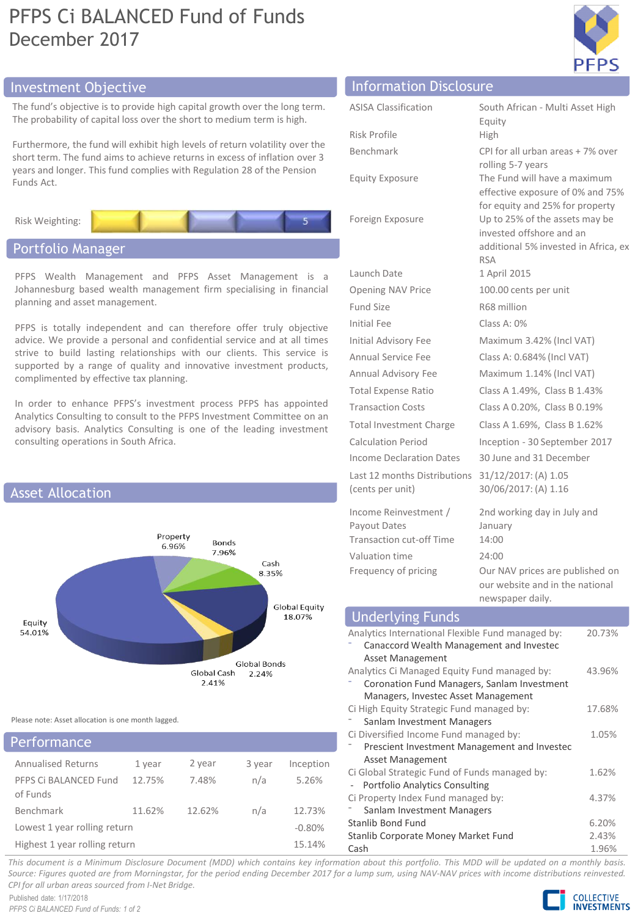# PFPS Ci BALANCED Fund of Funds
December 2017

## Investment Objective

The fund's objective is to provide high capital growth over the long term. The probability of capital loss over the short to medium term is high.

Furthermore, the fund will exhibit high levels of return volatility over the short term. The fund aims to achieve returns in excess of inflation over 3 years and longer. This fund complies with Regulation 28 of the Pension Funds Act.

Risk Weighting: 5

## Portfolio Manager

PFPS Wealth Management and PFPS Asset Management is a Johannesburg based wealth management firm specialising in financial planning and asset management.

PFPS is totally independent and can therefore offer truly objective advice. We provide a personal and confidential service and at all times strive to build lasting relationships with our clients. This service is supported by a range of quality and innovative investment products, complimented by effective tax planning.

In order to enhance PFPS's investment process PFPS has appointed Analytics Consulting to consult to the PFPS Investment Committee on an advisory basis. Analytics Consulting is one of the leading investment consulting operations in South Africa.

## Asset Allocation

| Asset | % |
|---|---|
| Equity | 54.01% |
| Global Equity | 18.07% |
| Cash | 8.35% |
| Bonds | 7.96% |
| Property | 6.96% |
| Global Cash | 2.41% |
| Global Bonds | 2.24% |

Please note: Asset allocation is one month lagged.

## Performance

| Annualised Returns | 1 year | 2 year | 3 year | Inception |
|---|---|---|---|---|
| PFPS Ci BALANCED Fund of Funds | 12.75% | 7.48% | n/a | 5.26% |
| Benchmark | 11.62% | 12.62% | n/a | 12.73% |
| Lowest 1 year rolling return | | | | -0.80% |
| Highest 1 year rolling return | | | | 15.14% |

## Information Disclosure

| | |
|---|---|
| ASISA Classification | South African - Multi Asset High Equity |
| Risk Profile | High |
| Benchmark | CPI for all urban areas + 7% over rolling 5-7 years |
| Equity Exposure | The Fund will have a maximum effective exposure of 0% and 75% for equity and 25% for property |
| Foreign Exposure | Up to 25% of the assets may be invested offshore and an additional 5% invested in Africa, ex RSA |
| Launch Date | 1 April 2015 |
| Opening NAV Price | 100.00 cents per unit |
| Fund Size | R68 million |
| Initial Fee | Class A: 0% |
| Initial Advisory Fee | Maximum 3.42% (Incl VAT) |
| Annual Service Fee | Class A: 0.684% (Incl VAT) |
| Annual Advisory Fee | Maximum 1.14% (Incl VAT) |
| Total Expense Ratio | Class A 1.49%, Class B 1.43% |
| Transaction Costs | Class A 0.20%, Class B 0.19% |
| Total Investment Charge | Class A 1.69%, Class B 1.62% |
| Calculation Period | Inception - 30 September 2017 |
| Income Declaration Dates | 30 June and 31 December |
| Last 12 months Distributions (cents per unit) | 31/12/2017: (A) 1.05<br>30/06/2017: (A) 1.16 |
| Income Reinvestment / Payout Dates | 2nd working day in July and January |
| Transaction cut-off Time | 14:00 |
| Valuation time | 24:00 |
| Frequency of pricing | Our NAV prices are published on our website and in the national newspaper daily. |

## Underlying Funds

| Fund | % |
|---|---|
| Analytics International Flexible Fund managed by:<br>- Canaccord Wealth Management and Investec Asset Management | 20.73% |
| Analytics Ci Managed Equity Fund managed by:<br>- Coronation Fund Managers, Sanlam Investment Managers, Investec Asset Management | 43.96% |
| Ci High Equity Strategic Fund managed by:<br>- Sanlam Investment Managers | 17.68% |
| Ci Diversified Income Fund managed by:<br>- Prescient Investment Management and Investec Asset Management | 1.05% |
| Ci Global Strategic Fund of Funds managed by:<br>- Portfolio Analytics Consulting | 1.62% |
| Ci Property Index Fund managed by:<br>- Sanlam Investment Managers | 4.37% |
| Stanlib Bond Fund | 6.20% |
| Stanlib Corporate Money Market Fund | 2.43% |
| Cash | 1.96% |

*This document is a Minimum Disclosure Document (MDD) which contains key information about this portfolio. This MDD will be updated on a monthly basis. Source: Figures quoted are from Morningstar, for the period ending December 2017 for a lump sum, using NAV-NAV prices with income distributions reinvested. CPI for all urban areas sourced from I-Net Bridge.*

Published date: 1/17/2018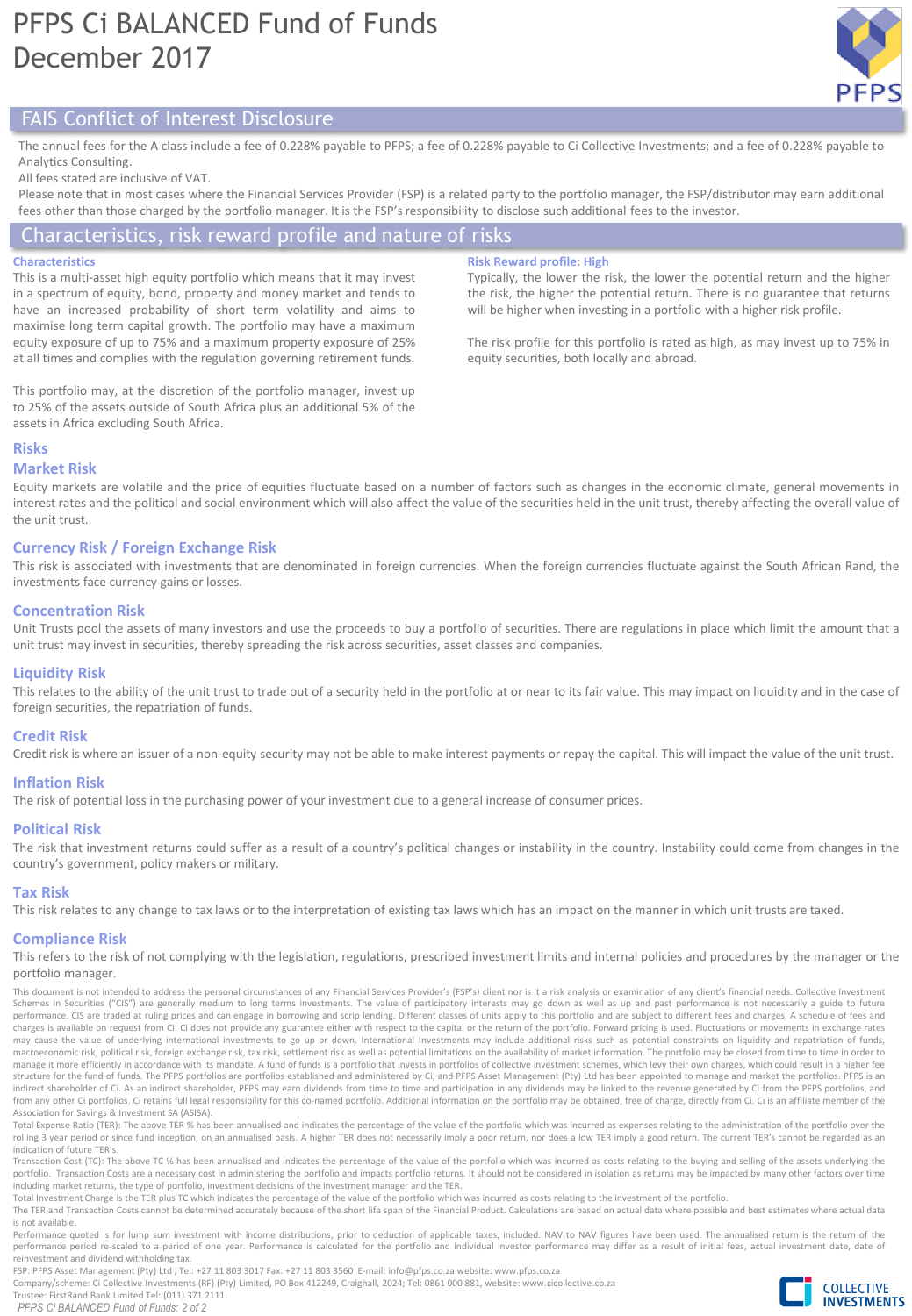# PFPS Ci BALANCED Fund of Funds
December 2017

## FAIS Conflict of Interest Disclosure

The annual fees for the A class include a fee of 0.228% payable to PFPS; a fee of 0.228% payable to Ci Collective Investments; and a fee of 0.228% payable to Analytics Consulting.

All fees stated are inclusive of VAT.

Please note that in most cases where the Financial Services Provider (FSP) is a related party to the portfolio manager, the FSP/distributor may earn additional fees other than those charged by the portfolio manager. It is the FSP's responsibility to disclose such additional fees to the investor.

## Characteristics, risk reward profile and nature of risks

### Characteristics

This is a multi-asset high equity portfolio which means that it may invest in a spectrum of equity, bond, property and money market and tends to have an increased probability of short term volatility and aims to maximise long term capital growth. The portfolio may have a maximum equity exposure of up to 75% and a maximum property exposure of 25% at all times and complies with the regulation governing retirement funds.

This portfolio may, at the discretion of the portfolio manager, invest up to 25% of the assets outside of South Africa plus an additional 5% of the assets in Africa excluding South Africa.

### Risk Reward profile: High

Typically, the lower the risk, the lower the potential return and the higher the risk, the higher the potential return. There is no guarantee that returns will be higher when investing in a portfolio with a higher risk profile.

The risk profile for this portfolio is rated as high, as may invest up to 75% in equity securities, both locally and abroad.

### Risks

### Market Risk

Equity markets are volatile and the price of equities fluctuate based on a number of factors such as changes in the economic climate, general movements in interest rates and the political and social environment which will also affect the value of the securities held in the unit trust, thereby affecting the overall value of the unit trust.

### Currency Risk / Foreign Exchange Risk

This risk is associated with investments that are denominated in foreign currencies. When the foreign currencies fluctuate against the South African Rand, the investments face currency gains or losses.

### Concentration Risk

Unit Trusts pool the assets of many investors and use the proceeds to buy a portfolio of securities. There are regulations in place which limit the amount that a unit trust may invest in securities, thereby spreading the risk across securities, asset classes and companies.

### Liquidity Risk

This relates to the ability of the unit trust to trade out of a security held in the portfolio at or near to its fair value. This may impact on liquidity and in the case of foreign securities, the repatriation of funds.

### Credit Risk

Credit risk is where an issuer of a non-equity security may not be able to make interest payments or repay the capital. This will impact the value of the unit trust.

### Inflation Risk

The risk of potential loss in the purchasing power of your investment due to a general increase of consumer prices.

### Political Risk

The risk that investment returns could suffer as a result of a country's political changes or instability in the country. Instability could come from changes in the country's government, policy makers or military.

### Tax Risk

This risk relates to any change to tax laws or to the interpretation of existing tax laws which has an impact on the manner in which unit trusts are taxed.

### Compliance Risk

This refers to the risk of not complying with the legislation, regulations, prescribed investment limits and internal policies and procedures by the manager or the portfolio manager.

This document is not intended to address the personal circumstances of any Financial Services Provider's (FSP's) client nor is it a risk analysis or examination of any client's financial needs. Collective Investment Schemes in Securities ("CIS") are generally medium to long terms investments. The value of participatory interests may go down as well as up and past performance is not necessarily a guide to future performance. CIS are traded at ruling prices and can engage in borrowing and scrip lending. Different classes of units apply to this portfolio and are subject to different fees and charges. A schedule of fees and charges is available on request from Ci. Ci does not provide any guarantee either with respect to the capital or the return of the portfolio. Forward pricing is used. Fluctuations or movements in exchange rates may cause the value of underlying international investments to go up or down. International Investments may include additional risks such as potential constraints on liquidity and repatriation of funds, macroeconomic risk, political risk, foreign exchange risk, tax risk, settlement risk as well as potential limitations on the availability of market information. The portfolio may be closed from time to time in order to manage it more efficiently in accordance with its mandate. A fund of funds is a portfolio that invests in portfolios of collective investment schemes, which levy their own charges, which could result in a higher fee structure for the fund of funds. The PFPS portfolios are portfolios established and administered by Ci, and PFPS Asset Management (Pty) Ltd has been appointed to manage and market the portfolios. PFPS is an indirect shareholder of Ci. As an indirect shareholder, PFPS may earn dividends from time to time and participation in any dividends may be linked to the revenue generated by Ci from the PFPS portfolios, and from any other Ci portfolios. Ci retains full legal responsibility for this co-named portfolio. Additional information on the portfolio may be obtained, free of charge, directly from Ci. Ci is an affiliate member of the Association for Savings & Investment SA (ASISA).

Total Expense Ratio (TER): The above TER % has been annualised and indicates the percentage of the value of the portfolio which was incurred as expenses relating to the administration of the portfolio over the rolling 3 year period or since fund inception, on an annualised basis. A higher TER does not necessarily imply a poor return, nor does a low TER imply a good return. The current TER's cannot be regarded as an indication of future TER's.

Transaction Cost (TC): The above TC % has been annualised and indicates the percentage of the value of the portfolio which was incurred as costs relating to the buying and selling of the assets underlying the portfolio. Transaction Costs are a necessary cost in administering the portfolio and impacts portfolio returns. It should not be considered in isolation as returns may be impacted by many other factors over time including market returns, the type of portfolio, investment decisions of the investment manager and the TER.

Total Investment Charge is the TER plus TC which indicates the percentage of the value of the portfolio which was incurred as costs relating to the investment of the portfolio.

The TER and Transaction Costs cannot be determined accurately because of the short life span of the Financial Product. Calculations are based on actual data where possible and best estimates where actual data is not available.

Performance quoted is for lump sum investment with income distributions, prior to deduction of applicable taxes, included. NAV to NAV figures have been used. The annualised return is the return of the performance period re-scaled to a period of one year. Performance is calculated for the portfolio and individual investor performance may differ as a result of initial fees, actual investment date, date of reinvestment and dividend withholding tax.

FSP: PFPS Asset Management (Pty) Ltd , Tel: +27 11 803 3017 Fax: +27 11 803 3560 E-mail: info@pfps.co.za website: www.pfps.co.za

Company/scheme: Ci Collective Investments (RF) (Pty) Limited, PO Box 412249, Craighall, 2024; Tel: 0861 000 881, website: www.cicollective.co.za

Trustee: FirstRand Bank Limited Tel: (011) 371 2111.